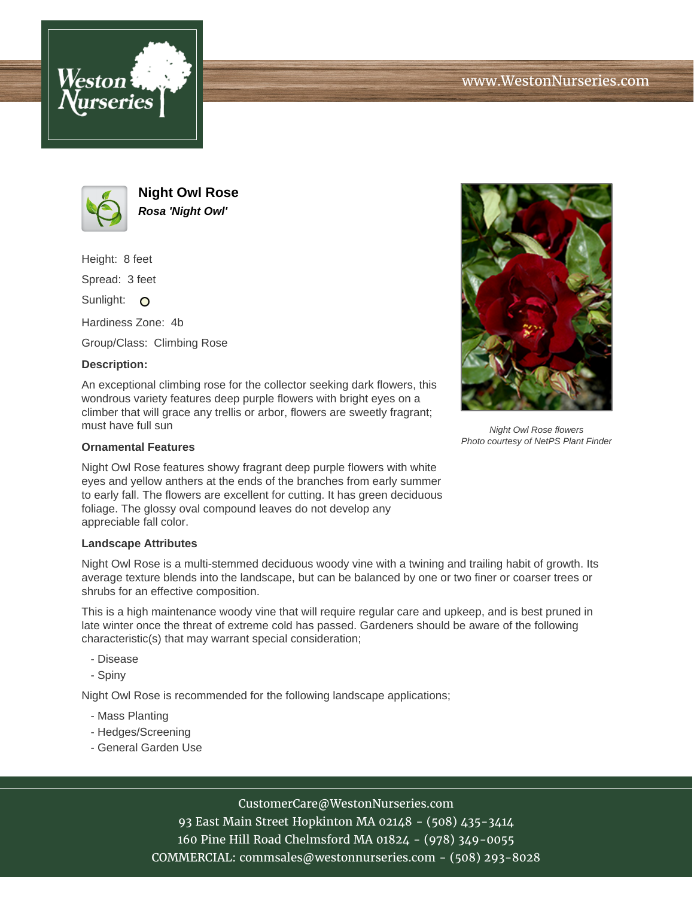# Night Owl Rose

***Rosa 'Night Owl'***

Height: 8 feet

Spread: 3 feet

Sunlight:

Hardiness Zone: 4b

Group/Class: Climbing Rose

**Description:**

An exceptional climbing rose for the collector seeking dark flowers, this wondrous variety features deep purple flowers with bright eyes on a climber that will grace any trellis or arbor, flowers are sweetly fragrant; must have full sun

*Night Owl Rose flowers*
*Photo courtesy of NetPS Plant Finder*

### Ornamental Features

Night Owl Rose features showy fragrant deep purple flowers with white eyes and yellow anthers at the ends of the branches from early summer to early fall. The flowers are excellent for cutting. It has green deciduous foliage. The glossy oval compound leaves do not develop any appreciable fall color.

### Landscape Attributes

Night Owl Rose is a multi-stemmed deciduous woody vine with a twining and trailing habit of growth. Its average texture blends into the landscape, but can be balanced by one or two finer or coarser trees or shrubs for an effective composition.

This is a high maintenance woody vine that will require regular care and upkeep, and is best pruned in late winter once the threat of extreme cold has passed. Gardeners should be aware of the following characteristic(s) that may warrant special consideration;

- Disease
- Spiny

Night Owl Rose is recommended for the following landscape applications;

- Mass Planting
- Hedges/Screening
- General Garden Use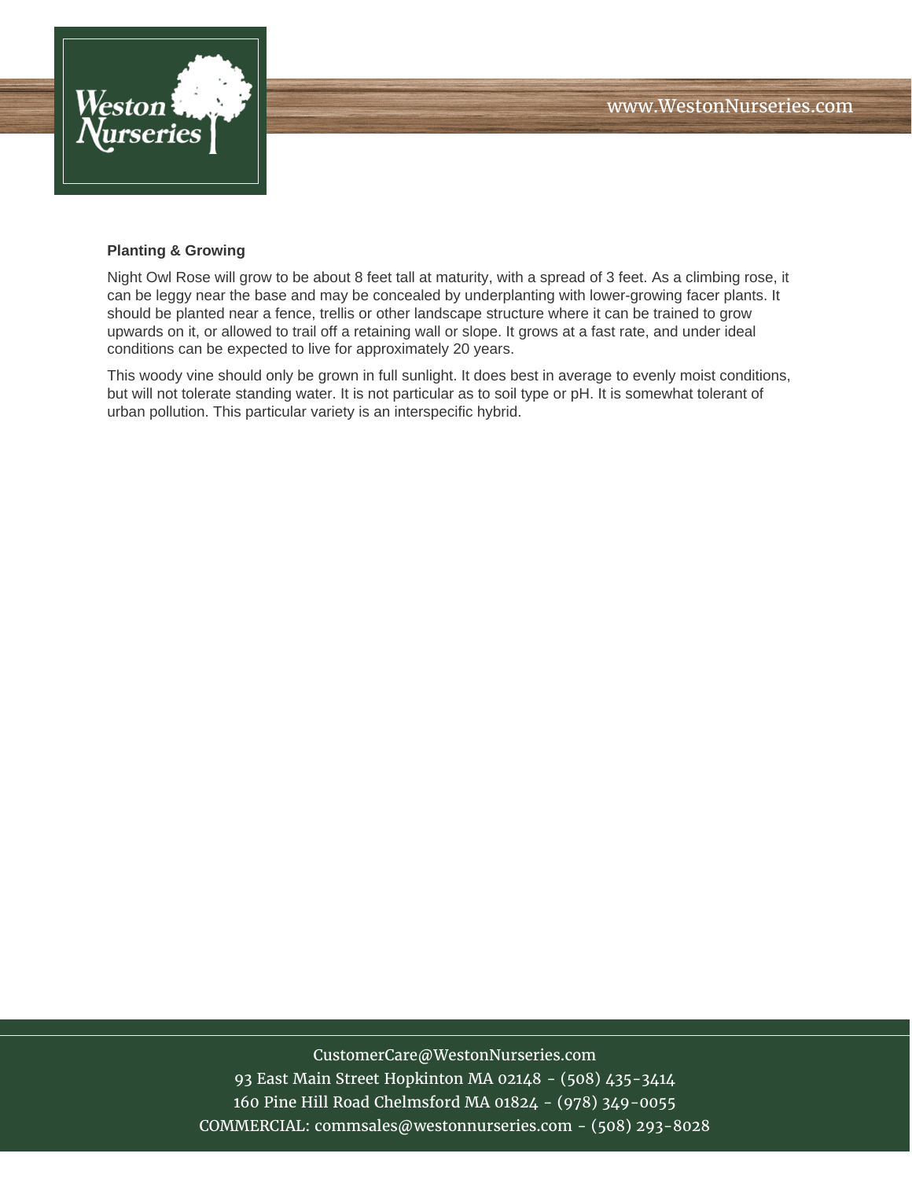**Planting & Growing**

Night Owl Rose will grow to be about 8 feet tall at maturity, with a spread of 3 feet. As a climbing rose, it can be leggy near the base and may be concealed by underplanting with lower-growing facer plants. It should be planted near a fence, trellis or other landscape structure where it can be trained to grow upwards on it, or allowed to trail off a retaining wall or slope. It grows at a fast rate, and under ideal conditions can be expected to live for approximately 20 years.

This woody vine should only be grown in full sunlight. It does best in average to evenly moist conditions, but will not tolerate standing water. It is not particular as to soil type or pH. It is somewhat tolerant of urban pollution. This particular variety is an interspecific hybrid.